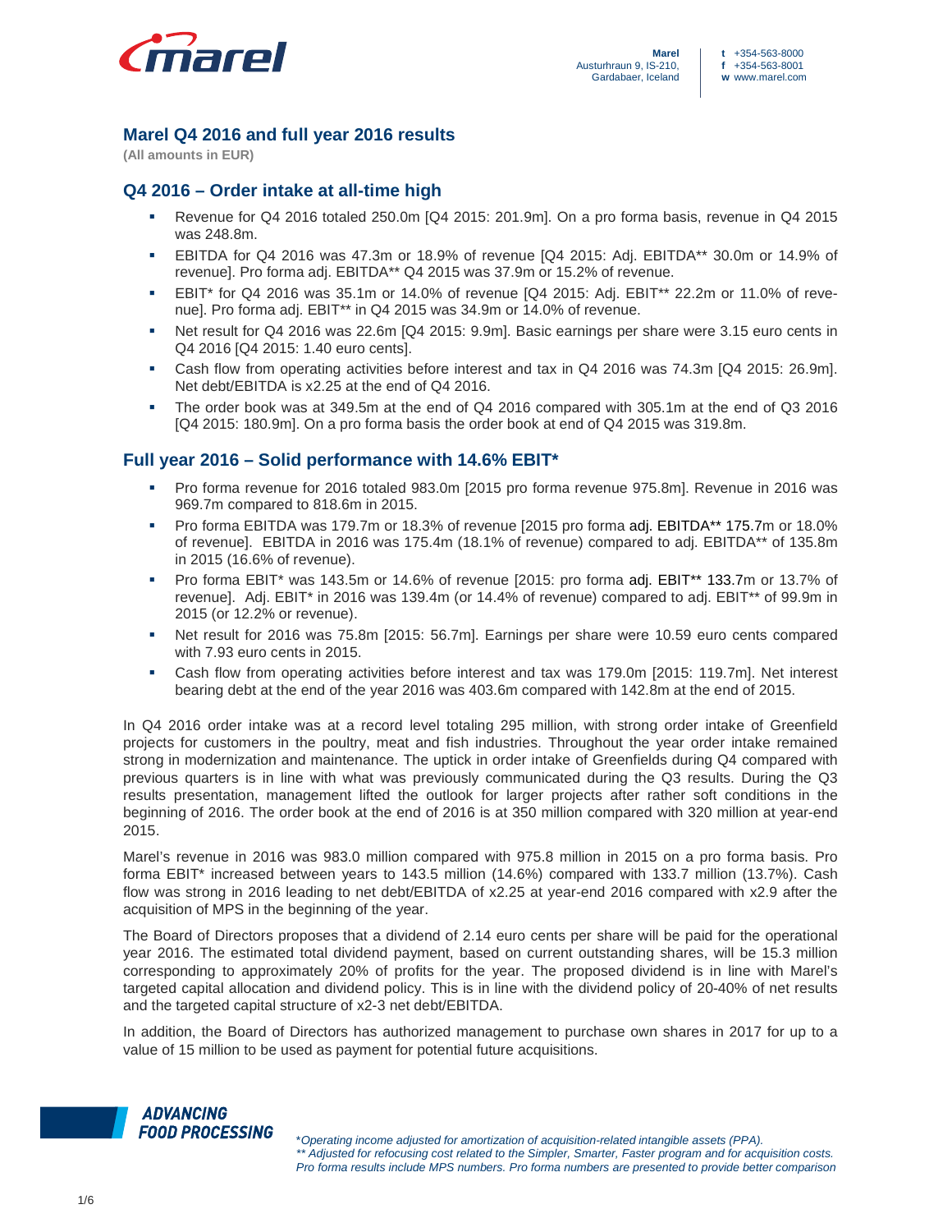# Marel Q4 2016 and full year 2016 results

**(All amounts in EUR)**

## Q4 2016 – Order intake at all-time high

- Revenue for Q4 2016 totaled 250.0m [Q4 2015: 201.9m]. On a pro forma basis, revenue in Q4 2015 was 248.8m.
- EBITDA for Q4 2016 was 47.3m or 18.9% of revenue [Q4 2015: Adj. EBITDA** 30.0m or 14.9% of revenue]. Pro forma adj. EBITDA** Q4 2015 was 37.9m or 15.2% of revenue.
- EBIT* for Q4 2016 was 35.1m or 14.0% of revenue [Q4 2015: Adj. EBIT** 22.2m or 11.0% of revenue]. Pro forma adj. EBIT** in Q4 2015 was 34.9m or 14.0% of revenue.
- Net result for Q4 2016 was 22.6m [Q4 2015: 9.9m]. Basic earnings per share were 3.15 euro cents in Q4 2016 [Q4 2015: 1.40 euro cents].
- Cash flow from operating activities before interest and tax in Q4 2016 was 74.3m [Q4 2015: 26.9m]. Net debt/EBITDA is x2.25 at the end of Q4 2016.
- The order book was at 349.5m at the end of Q4 2016 compared with 305.1m at the end of Q3 2016 [Q4 2015: 180.9m]. On a pro forma basis the order book at end of Q4 2015 was 319.8m.

## Full year 2016 – Solid performance with 14.6% EBIT*

- Pro forma revenue for 2016 totaled 983.0m [2015 pro forma revenue 975.8m]. Revenue in 2016 was 969.7m compared to 818.6m in 2015.
- Pro forma EBITDA was 179.7m or 18.3% of revenue [2015 pro forma adj. EBITDA** 175.7m or 18.0% of revenue]. EBITDA in 2016 was 175.4m (18.1% of revenue) compared to adj. EBITDA** of 135.8m in 2015 (16.6% of revenue).
- Pro forma EBIT* was 143.5m or 14.6% of revenue [2015: pro forma adj. EBIT** 133.7m or 13.7% of revenue]. Adj. EBIT* in 2016 was 139.4m (or 14.4% of revenue) compared to adj. EBIT** of 99.9m in 2015 (or 12.2% or revenue).
- Net result for 2016 was 75.8m [2015: 56.7m]. Earnings per share were 10.59 euro cents compared with 7.93 euro cents in 2015.
- Cash flow from operating activities before interest and tax was 179.0m [2015: 119.7m]. Net interest bearing debt at the end of the year 2016 was 403.6m compared with 142.8m at the end of 2015.

In Q4 2016 order intake was at a record level totaling 295 million, with strong order intake of Greenfield projects for customers in the poultry, meat and fish industries. Throughout the year order intake remained strong in modernization and maintenance. The uptick in order intake of Greenfields during Q4 compared with previous quarters is in line with what was previously communicated during the Q3 results. During the Q3 results presentation, management lifted the outlook for larger projects after rather soft conditions in the beginning of 2016. The order book at the end of 2016 is at 350 million compared with 320 million at year-end 2015.

Marel's revenue in 2016 was 983.0 million compared with 975.8 million in 2015 on a pro forma basis. Pro forma EBIT* increased between years to 143.5 million (14.6%) compared with 133.7 million (13.7%). Cash flow was strong in 2016 leading to net debt/EBITDA of x2.25 at year-end 2016 compared with x2.9 after the acquisition of MPS in the beginning of the year.

The Board of Directors proposes that a dividend of 2.14 euro cents per share will be paid for the operational year 2016. The estimated total dividend payment, based on current outstanding shares, will be 15.3 million corresponding to approximately 20% of profits for the year. The proposed dividend is in line with Marel's targeted capital allocation and dividend policy. This is in line with the dividend policy of 20-40% of net results and the targeted capital structure of x2-3 net debt/EBITDA.

In addition, the Board of Directors has authorized management to purchase own shares in 2017 for up to a value of 15 million to be used as payment for potential future acquisitions.

*\*Operating income adjusted for amortization of acquisition-related intangible assets (PPA).*
*\*\* Adjusted for refocusing cost related to the Simpler, Smarter, Faster program and for acquisition costs.*
*Pro forma results include MPS numbers. Pro forma numbers are presented to provide better comparison*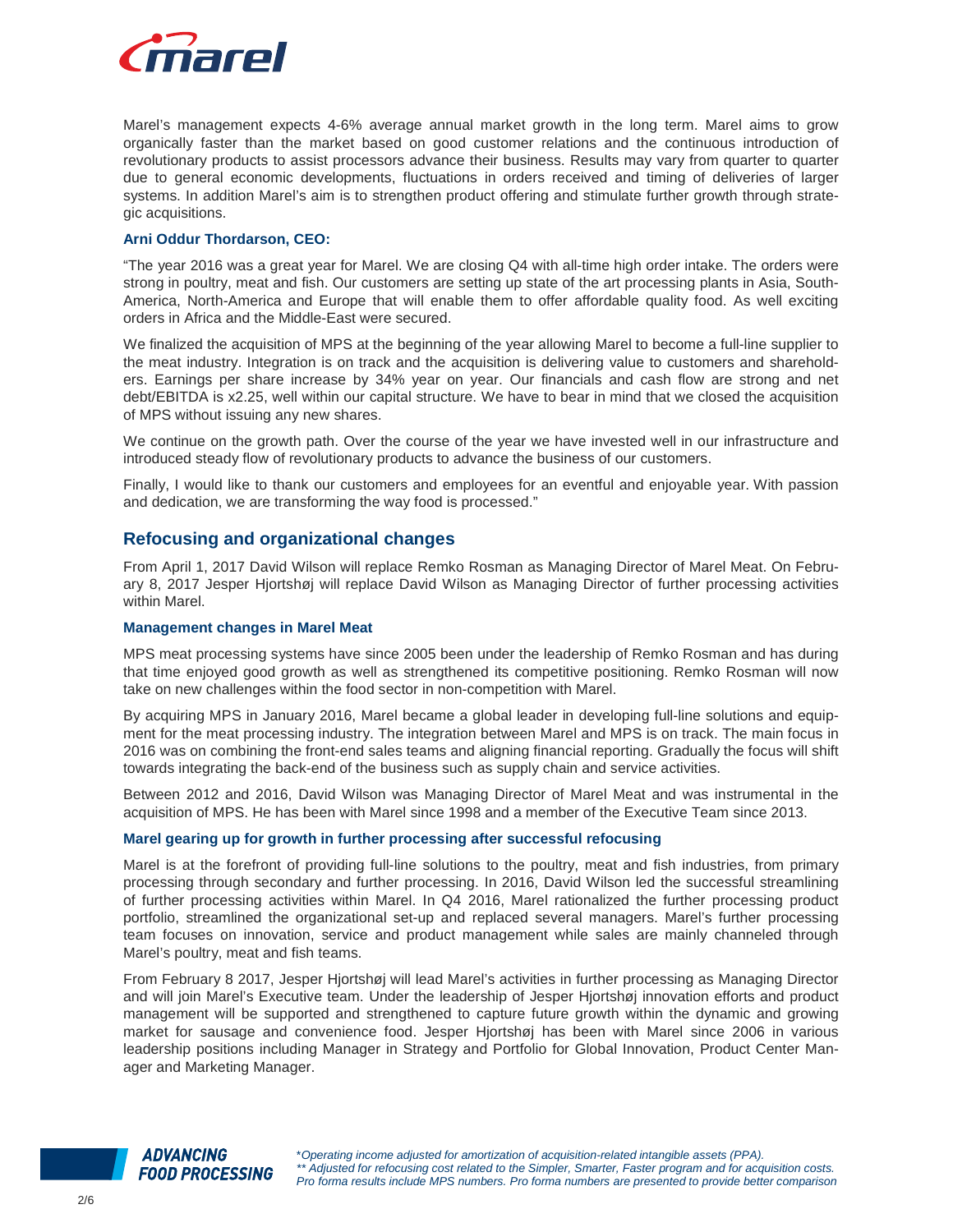Marel's management expects 4-6% average annual market growth in the long term. Marel aims to grow organically faster than the market based on good customer relations and the continuous introduction of revolutionary products to assist processors advance their business. Results may vary from quarter to quarter due to general economic developments, fluctuations in orders received and timing of deliveries of larger systems. In addition Marel's aim is to strengthen product offering and stimulate further growth through strategic acquisitions.

### Arni Oddur Thordarson, CEO:

"The year 2016 was a great year for Marel. We are closing Q4 with all-time high order intake. The orders were strong in poultry, meat and fish. Our customers are setting up state of the art processing plants in Asia, South-America, North-America and Europe that will enable them to offer affordable quality food. As well exciting orders in Africa and the Middle-East were secured.

We finalized the acquisition of MPS at the beginning of the year allowing Marel to become a full-line supplier to the meat industry. Integration is on track and the acquisition is delivering value to customers and shareholders. Earnings per share increase by 34% year on year. Our financials and cash flow are strong and net debt/EBITDA is x2.25, well within our capital structure. We have to bear in mind that we closed the acquisition of MPS without issuing any new shares.

We continue on the growth path. Over the course of the year we have invested well in our infrastructure and introduced steady flow of revolutionary products to advance the business of our customers.

Finally, I would like to thank our customers and employees for an eventful and enjoyable year. With passion and dedication, we are transforming the way food is processed."

## Refocusing and organizational changes

From April 1, 2017 David Wilson will replace Remko Rosman as Managing Director of Marel Meat. On February 8, 2017 Jesper Hjortshøj will replace David Wilson as Managing Director of further processing activities within Marel.

### Management changes in Marel Meat

MPS meat processing systems have since 2005 been under the leadership of Remko Rosman and has during that time enjoyed good growth as well as strengthened its competitive positioning. Remko Rosman will now take on new challenges within the food sector in non-competition with Marel.

By acquiring MPS in January 2016, Marel became a global leader in developing full-line solutions and equipment for the meat processing industry. The integration between Marel and MPS is on track. The main focus in 2016 was on combining the front-end sales teams and aligning financial reporting. Gradually the focus will shift towards integrating the back-end of the business such as supply chain and service activities.

Between 2012 and 2016, David Wilson was Managing Director of Marel Meat and was instrumental in the acquisition of MPS. He has been with Marel since 1998 and a member of the Executive Team since 2013.

### Marel gearing up for growth in further processing after successful refocusing

Marel is at the forefront of providing full-line solutions to the poultry, meat and fish industries, from primary processing through secondary and further processing. In 2016, David Wilson led the successful streamlining of further processing activities within Marel. In Q4 2016, Marel rationalized the further processing product portfolio, streamlined the organizational set-up and replaced several managers. Marel's further processing team focuses on innovation, service and product management while sales are mainly channeled through Marel's poultry, meat and fish teams.

From February 8 2017, Jesper Hjortshøj will lead Marel's activities in further processing as Managing Director and will join Marel's Executive team. Under the leadership of Jesper Hjortshøj innovation efforts and product management will be supported and strengthened to capture future growth within the dynamic and growing market for sausage and convenience food. Jesper Hjortshøj has been with Marel since 2006 in various leadership positions including Manager in Strategy and Portfolio for Global Innovation, Product Center Manager and Marketing Manager.

*\*Operating income adjusted for amortization of acquisition-related intangible assets (PPA).*
*\*\* Adjusted for refocusing cost related to the Simpler, Smarter, Faster program and for acquisition costs.*
*Pro forma results include MPS numbers. Pro forma numbers are presented to provide better comparison*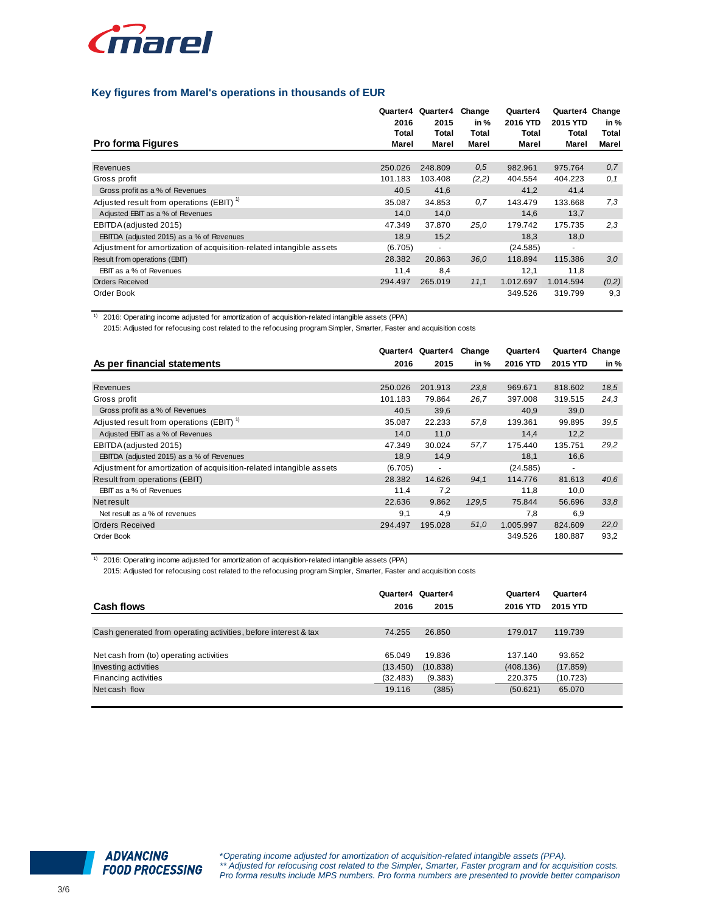## Key figures from Marel's operations in thousands of EUR

| Pro forma Figures | Quarter4 2016 Total Marel | Quarter4 2015 Total Marel | Change in % Total Marel | Quarter4 2016 YTD Total Marel | Quarter4 2015 YTD Total Marel | Change in % Total Marel |
|---|---|---|---|---|---|---|
| Revenues | 250.026 | 248.809 | *0,5* | 982.961 | 975.764 | *0,7* |
| Gross profit | 101.183 | 103.408 | *(2,2)* | 404.554 | 404.223 | *0,1* |
| Gross profit as a % of Revenues | 40,5 | 41,6 | | 41,2 | 41,4 | |
| Adjusted result from operations (EBIT) [1] | 35.087 | 34.853 | *0,7* | 143.479 | 133.668 | *7,3* |
| Adjusted EBIT as a % of Revenues | 14,0 | 14,0 | | 14,6 | 13,7 | |
| EBITDA (adjusted 2015) | 47.349 | 37.870 | *25,0* | 179.742 | 175.735 | *2,3* |
| EBITDA (adjusted 2015) as a % of Revenues | 18,9 | 15,2 | | 18,3 | 18,0 | |
| Adjustment for amortization of acquisition-related intangible assets | (6.705) | - | | (24.585) | - | |
| Result from operations (EBIT) | 28.382 | 20.863 | *36,0* | 118.894 | 115.386 | *3,0* |
| EBIT as a % of Revenues | 11,4 | 8,4 | | 12,1 | 11,8 | |
| Orders Received | 294.497 | 265.019 | *11,1* | 1.012.697 | 1.014.594 | *(0,2)* |
| Order Book | | | | 349.526 | 319.799 | 9,3 |

[1] 2016: Operating income adjusted for amortization of acquisition-related intangible assets (PPA)
2015: Adjusted for refocusing cost related to the refocusing program Simpler, Smarter, Faster and acquisition costs

| As per financial statements | Quarter4 2016 | Quarter4 2015 | Change in % | Quarter4 2016 YTD | Quarter4 2015 YTD | Change in % |
|---|---|---|---|---|---|---|
| Revenues | 250.026 | 201.913 | *23,8* | 969.671 | 818.602 | *18,5* |
| Gross profit | 101.183 | 79.864 | *26,7* | 397.008 | 319.515 | *24,3* |
| Gross profit as a % of Revenues | 40,5 | 39,6 | | 40,9 | 39,0 | |
| Adjusted result from operations (EBIT) [1] | 35.087 | 22.233 | *57,8* | 139.361 | 99.895 | *39,5* |
| Adjusted EBIT as a % of Revenues | 14,0 | 11,0 | | 14,4 | 12,2 | |
| EBITDA (adjusted 2015) | 47.349 | 30.024 | *57,7* | 175.440 | 135.751 | *29,2* |
| EBITDA (adjusted 2015) as a % of Revenues | 18,9 | 14,9 | | 18,1 | 16,6 | |
| Adjustment for amortization of acquisition-related intangible assets | (6.705) | - | | (24.585) | - | |
| Result from operations (EBIT) | 28.382 | 14.626 | *94,1* | 114.776 | 81.613 | *40,6* |
| EBIT as a % of Revenues | 11,4 | 7,2 | | 11,8 | 10,0 | |
| Net result | 22.636 | 9.862 | *129,5* | 75.844 | 56.696 | *33,8* |
| Net result as a % of revenues | 9,1 | 4,9 | | 7,8 | 6,9 | |
| Orders Received | 294.497 | 195.028 | *51,0* | 1.005.997 | 824.609 | *22,0* |
| Order Book | | | | 349.526 | 180.887 | 93,2 |

[1] 2016: Operating income adjusted for amortization of acquisition-related intangible assets (PPA)
2015: Adjusted for refocusing cost related to the refocusing program Simpler, Smarter, Faster and acquisition costs

| Cash flows | Quarter4 2016 | Quarter4 2015 | Quarter4 2016 YTD | Quarter4 2015 YTD |
|---|---|---|---|---|
| Cash generated from operating activities, before interest & tax | 74.255 | 26.850 | 179.017 | 119.739 |
| Net cash from (to) operating activities | 65.049 | 19.836 | 137.140 | 93.652 |
| Investing activities | (13.450) | (10.838) | (408.136) | (17.859) |
| Financing activities | (32.483) | (9.383) | 220.375 | (10.723) |
| Net cash flow | 19.116 | (385) | (50.621) | 65.070 |

ADVANCING FOOD PROCESSING

*\*Operating income adjusted for amortization of acquisition-related intangible assets (PPA).*
*\*\* Adjusted for refocusing cost related to the Simpler, Smarter, Faster program and for acquisition costs.*
*Pro forma results include MPS numbers. Pro forma numbers are presented to provide better comparison*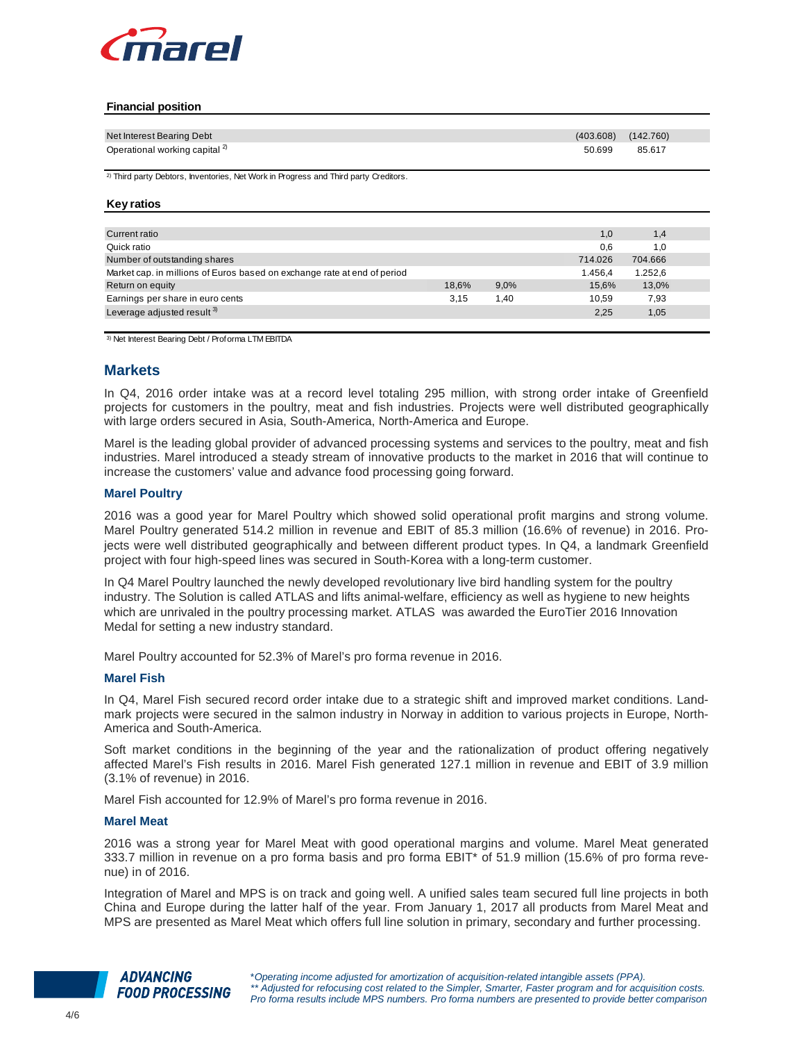#### Financial position

| | | | | |
|---|---|---|---|---|
| Net Interest Bearing Debt | | | (403.608) | (142.760) |
| Operational working capital [2] | | | 50.699 | 85.617 |

[2] Third party Debtors, Inventories, Net Work in Progress and Third party Creditors.

#### Key ratios

| | | | | |
|---|---|---|---|---|
| Current ratio | | | 1,0 | 1,4 |
| Quick ratio | | | 0,6 | 1,0 |
| Number of outstanding shares | | | 714.026 | 704.666 |
| Market cap. in millions of Euros based on exchange rate at end of period | | | 1.456,4 | 1.252,6 |
| Return on equity | 18,6% | 9,0% | 15,6% | 13,0% |
| Earnings per share in euro cents | 3,15 | 1,40 | 10,59 | 7,93 |
| Leverage adjusted result [3] | | | 2,25 | 1,05 |

[3] Net Interest Bearing Debt / Proforma LTM EBITDA

## Markets

In Q4, 2016 order intake was at a record level totaling 295 million, with strong order intake of Greenfield projects for customers in the poultry, meat and fish industries. Projects were well distributed geographically with large orders secured in Asia, South-America, North-America and Europe.

Marel is the leading global provider of advanced processing systems and services to the poultry, meat and fish industries. Marel introduced a steady stream of innovative products to the market in 2016 that will continue to increase the customers' value and advance food processing going forward.

### Marel Poultry

2016 was a good year for Marel Poultry which showed solid operational profit margins and strong volume. Marel Poultry generated 514.2 million in revenue and EBIT of 85.3 million (16.6% of revenue) in 2016. Projects were well distributed geographically and between different product types. In Q4, a landmark Greenfield project with four high-speed lines was secured in South-Korea with a long-term customer.

In Q4 Marel Poultry launched the newly developed revolutionary live bird handling system for the poultry industry. The Solution is called ATLAS and lifts animal-welfare, efficiency as well as hygiene to new heights which are unrivaled in the poultry processing market. ATLAS was awarded the EuroTier 2016 Innovation Medal for setting a new industry standard.

Marel Poultry accounted for 52.3% of Marel's pro forma revenue in 2016.

### Marel Fish

In Q4, Marel Fish secured record order intake due to a strategic shift and improved market conditions. Landmark projects were secured in the salmon industry in Norway in addition to various projects in Europe, North-America and South-America.

Soft market conditions in the beginning of the year and the rationalization of product offering negatively affected Marel's Fish results in 2016. Marel Fish generated 127.1 million in revenue and EBIT of 3.9 million (3.1% of revenue) in 2016.

Marel Fish accounted for 12.9% of Marel's pro forma revenue in 2016.

### Marel Meat

2016 was a strong year for Marel Meat with good operational margins and volume. Marel Meat generated 333.7 million in revenue on a pro forma basis and pro forma EBIT* of 51.9 million (15.6% of pro forma revenue) in of 2016.

Integration of Marel and MPS is on track and going well. A unified sales team secured full line projects in both China and Europe during the latter half of the year. From January 1, 2017 all products from Marel Meat and MPS are presented as Marel Meat which offers full line solution in primary, secondary and further processing.

*\*Operating income adjusted for amortization of acquisition-related intangible assets (PPA).*
*\*\* Adjusted for refocusing cost related to the Simpler, Smarter, Faster program and for acquisition costs.*
*Pro forma results include MPS numbers. Pro forma numbers are presented to provide better comparison*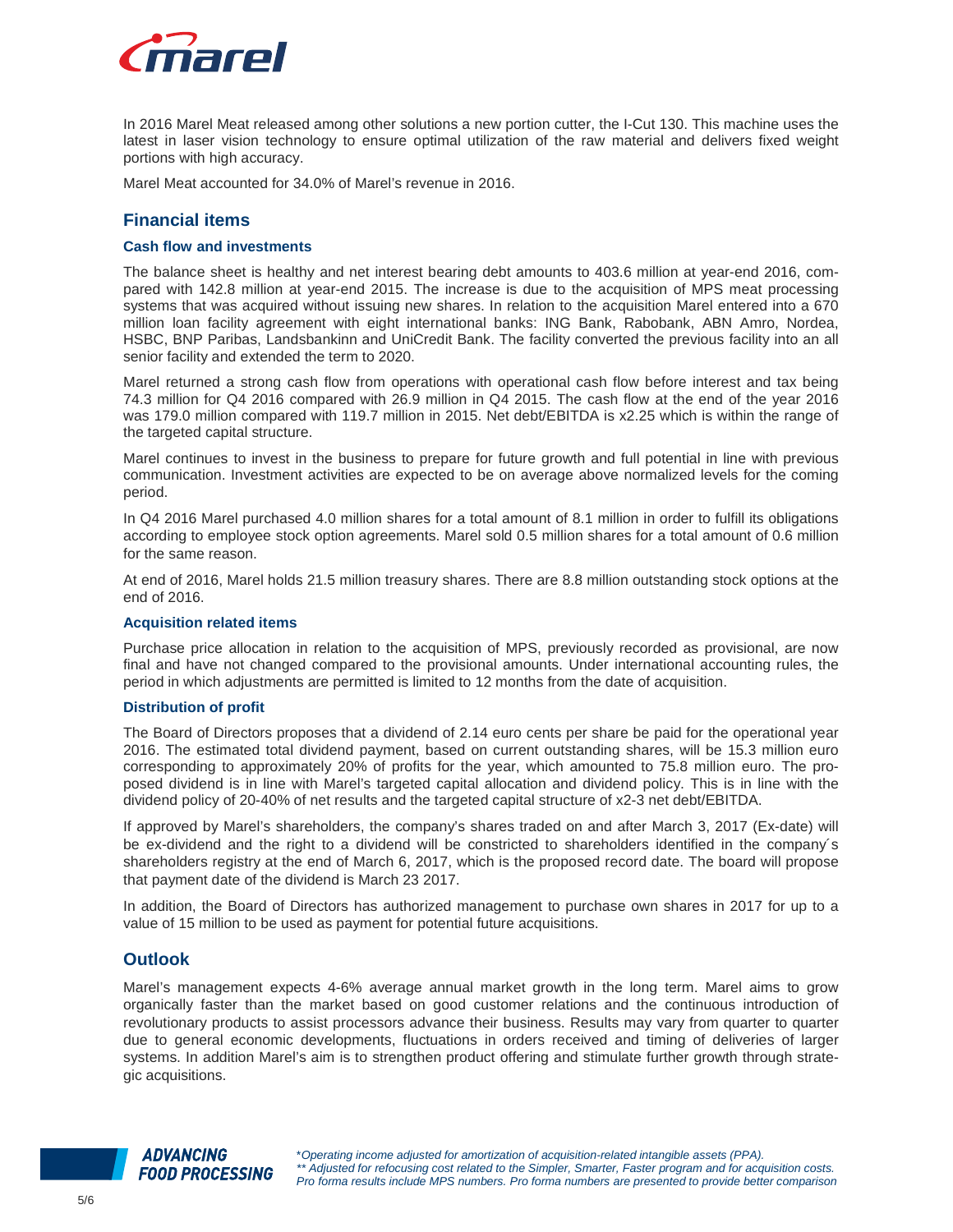In 2016 Marel Meat released among other solutions a new portion cutter, the I-Cut 130. This machine uses the latest in laser vision technology to ensure optimal utilization of the raw material and delivers fixed weight portions with high accuracy.

Marel Meat accounted for 34.0% of Marel's revenue in 2016.

## Financial items

### Cash flow and investments

The balance sheet is healthy and net interest bearing debt amounts to 403.6 million at year-end 2016, compared with 142.8 million at year-end 2015. The increase is due to the acquisition of MPS meat processing systems that was acquired without issuing new shares. In relation to the acquisition Marel entered into a 670 million loan facility agreement with eight international banks: ING Bank, Rabobank, ABN Amro, Nordea, HSBC, BNP Paribas, Landsbankinn and UniCredit Bank. The facility converted the previous facility into an all senior facility and extended the term to 2020.

Marel returned a strong cash flow from operations with operational cash flow before interest and tax being 74.3 million for Q4 2016 compared with 26.9 million in Q4 2015. The cash flow at the end of the year 2016 was 179.0 million compared with 119.7 million in 2015. Net debt/EBITDA is x2.25 which is within the range of the targeted capital structure.

Marel continues to invest in the business to prepare for future growth and full potential in line with previous communication. Investment activities are expected to be on average above normalized levels for the coming period.

In Q4 2016 Marel purchased 4.0 million shares for a total amount of 8.1 million in order to fulfill its obligations according to employee stock option agreements. Marel sold 0.5 million shares for a total amount of 0.6 million for the same reason.

At end of 2016, Marel holds 21.5 million treasury shares. There are 8.8 million outstanding stock options at the end of 2016.

### Acquisition related items

Purchase price allocation in relation to the acquisition of MPS, previously recorded as provisional, are now final and have not changed compared to the provisional amounts. Under international accounting rules, the period in which adjustments are permitted is limited to 12 months from the date of acquisition.

### Distribution of profit

The Board of Directors proposes that a dividend of 2.14 euro cents per share be paid for the operational year 2016. The estimated total dividend payment, based on current outstanding shares, will be 15.3 million euro corresponding to approximately 20% of profits for the year, which amounted to 75.8 million euro. The proposed dividend is in line with Marel's targeted capital allocation and dividend policy. This is in line with the dividend policy of 20-40% of net results and the targeted capital structure of x2-3 net debt/EBITDA.

If approved by Marel's shareholders, the company's shares traded on and after March 3, 2017 (Ex-date) will be ex-dividend and the right to a dividend will be constricted to shareholders identified in the company´s shareholders registry at the end of March 6, 2017, which is the proposed record date. The board will propose that payment date of the dividend is March 23 2017.

In addition, the Board of Directors has authorized management to purchase own shares in 2017 for up to a value of 15 million to be used as payment for potential future acquisitions.

## Outlook

Marel's management expects 4-6% average annual market growth in the long term. Marel aims to grow organically faster than the market based on good customer relations and the continuous introduction of revolutionary products to assist processors advance their business. Results may vary from quarter to quarter due to general economic developments, fluctuations in orders received and timing of deliveries of larger systems. In addition Marel's aim is to strengthen product offering and stimulate further growth through strategic acquisitions.

*\*Operating income adjusted for amortization of acquisition-related intangible assets (PPA).*
*\*\* Adjusted for refocusing cost related to the Simpler, Smarter, Faster program and for acquisition costs. Pro forma results include MPS numbers. Pro forma numbers are presented to provide better comparison*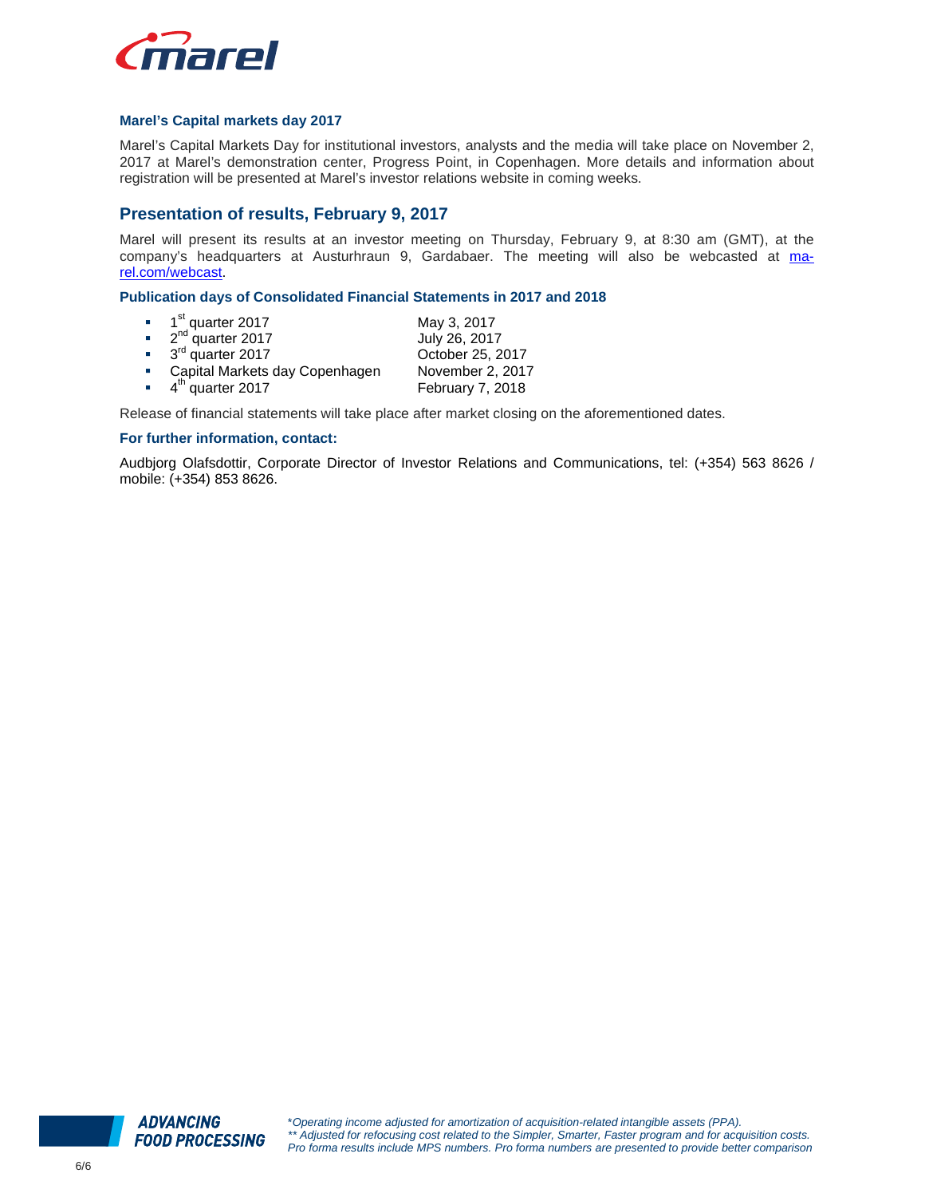### Marel's Capital markets day 2017

Marel's Capital Markets Day for institutional investors, analysts and the media will take place on November 2, 2017 at Marel's demonstration center, Progress Point, in Copenhagen. More details and information about registration will be presented at Marel's investor relations website in coming weeks.

## Presentation of results, February 9, 2017

Marel will present its results at an investor meeting on Thursday, February 9, at 8:30 am (GMT), at the company's headquarters at Austurhraun 9, Gardabaer. The meeting will also be webcasted at [marel.com/webcast](marel.com/webcast).

### Publication days of Consolidated Financial Statements in 2017 and 2018

- 1st quarter 2017 — May 3, 2017
- 2nd quarter 2017 — July 26, 2017
- 3rd quarter 2017 — October 25, 2017
- Capital Markets day Copenhagen — November 2, 2017
- 4th quarter 2017 — February 7, 2018

Release of financial statements will take place after market closing on the aforementioned dates.

### For further information, contact:

Audbjorg Olafsdottir, Corporate Director of Investor Relations and Communications, tel: (+354) 563 8626 / mobile: (+354) 853 8626.

*\*Operating income adjusted for amortization of acquisition-related intangible assets (PPA).*
*\*\* Adjusted for refocusing cost related to the Simpler, Smarter, Faster program and for acquisition costs.*
*Pro forma results include MPS numbers. Pro forma numbers are presented to provide better comparison*